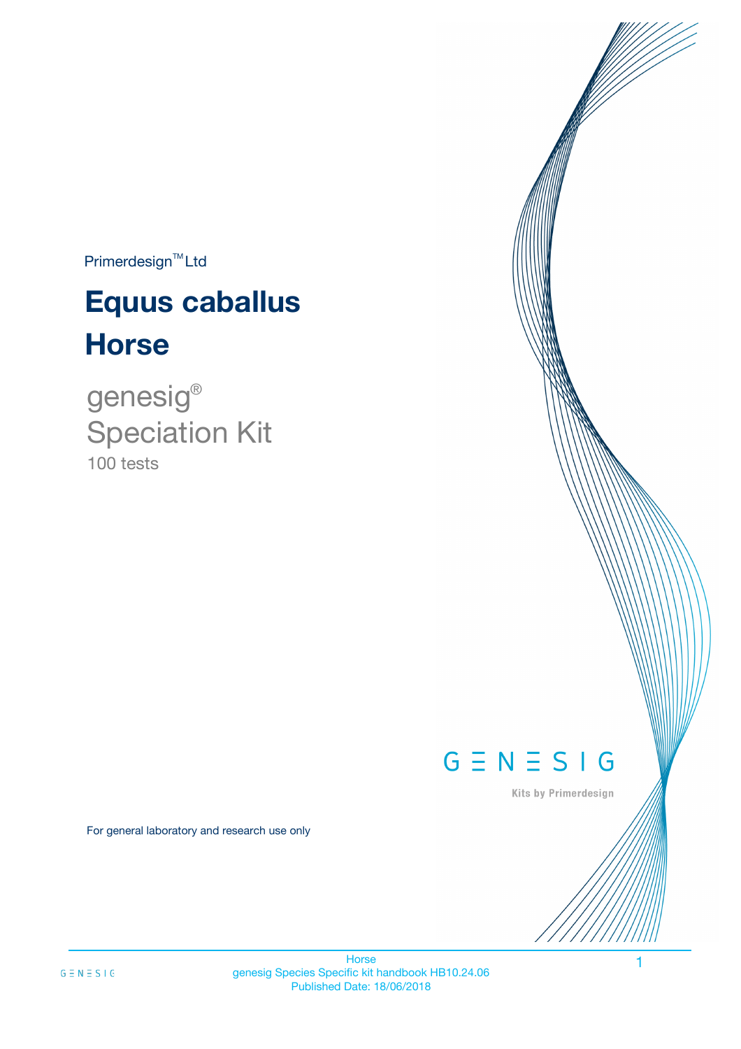Primerdesign™ Ltd

# Equus caballus

# Horse

genesig®

Speciation Kit

100 tests

GENESIG

Kits by Primerdesign

For general laboratory and research use only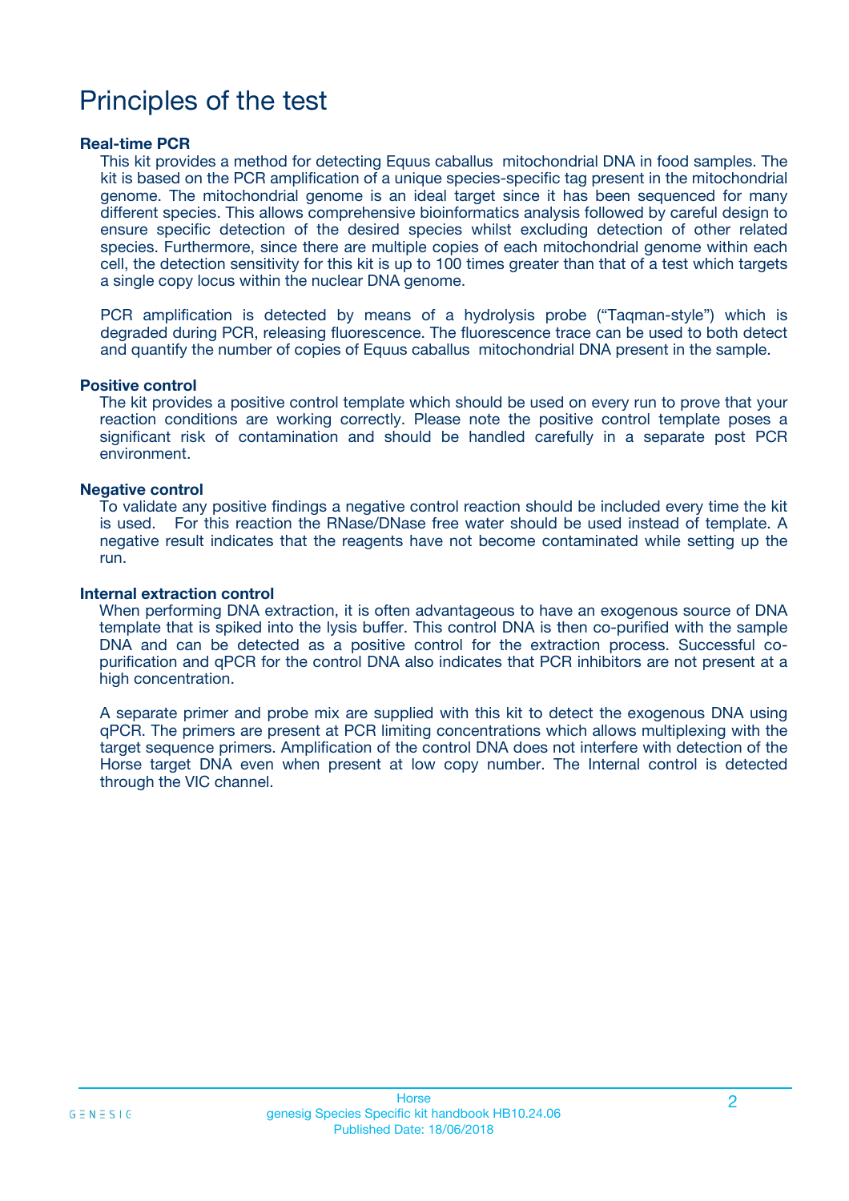# Principles of the test

### Real-time PCR

This kit provides a method for detecting Equus caballus mitochondrial DNA in food samples. The kit is based on the PCR amplification of a unique species-specific tag present in the mitochondrial genome. The mitochondrial genome is an ideal target since it has been sequenced for many different species. This allows comprehensive bioinformatics analysis followed by careful design to ensure specific detection of the desired species whilst excluding detection of other related species. Furthermore, since there are multiple copies of each mitochondrial genome within each cell, the detection sensitivity for this kit is up to 100 times greater than that of a test which targets a single copy locus within the nuclear DNA genome.

PCR amplification is detected by means of a hydrolysis probe ("Taqman-style") which is degraded during PCR, releasing fluorescence. The fluorescence trace can be used to both detect and quantify the number of copies of Equus caballus mitochondrial DNA present in the sample.

### Positive control

The kit provides a positive control template which should be used on every run to prove that your reaction conditions are working correctly. Please note the positive control template poses a significant risk of contamination and should be handled carefully in a separate post PCR environment.

### Negative control

To validate any positive findings a negative control reaction should be included every time the kit is used. For this reaction the RNase/DNase free water should be used instead of template. A negative result indicates that the reagents have not become contaminated while setting up the run.

### Internal extraction control

When performing DNA extraction, it is often advantageous to have an exogenous source of DNA template that is spiked into the lysis buffer. This control DNA is then co-purified with the sample DNA and can be detected as a positive control for the extraction process. Successful co-purification and qPCR for the control DNA also indicates that PCR inhibitors are not present at a high concentration.

A separate primer and probe mix are supplied with this kit to detect the exogenous DNA using qPCR. The primers are present at PCR limiting concentrations which allows multiplexing with the target sequence primers. Amplification of the control DNA does not interfere with detection of the Horse target DNA even when present at low copy number. The Internal control is detected through the VIC channel.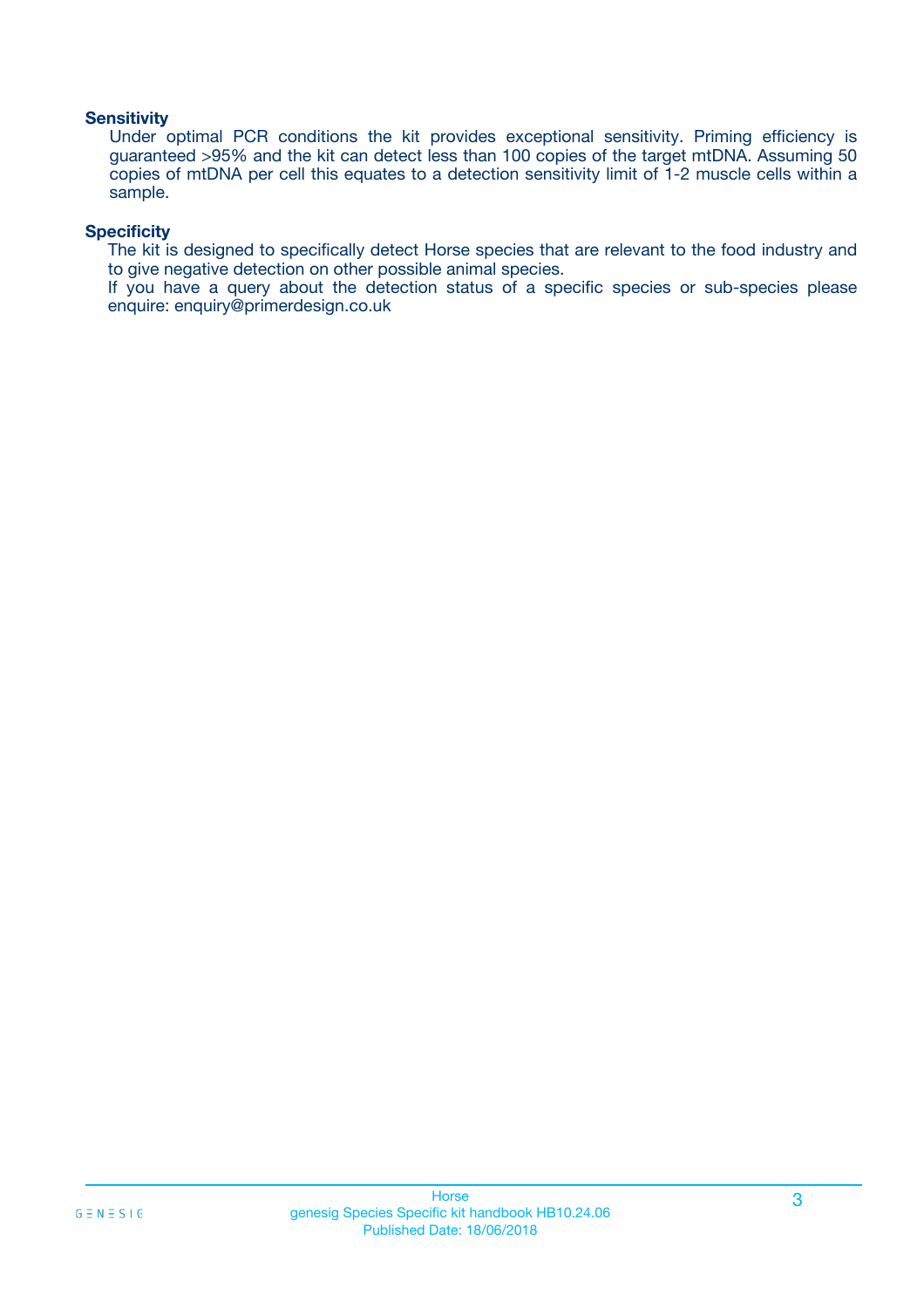### Sensitivity

Under optimal PCR conditions the kit provides exceptional sensitivity. Priming efficiency is guaranteed >95% and the kit can detect less than 100 copies of the target mtDNA. Assuming 50 copies of mtDNA per cell this equates to a detection sensitivity limit of 1-2 muscle cells within a sample.

### Specificity

The kit is designed to specifically detect Horse species that are relevant to the food industry and to give negative detection on other possible animal species.
If you have a query about the detection status of a specific species or sub-species please enquire: enquiry@primerdesign.co.uk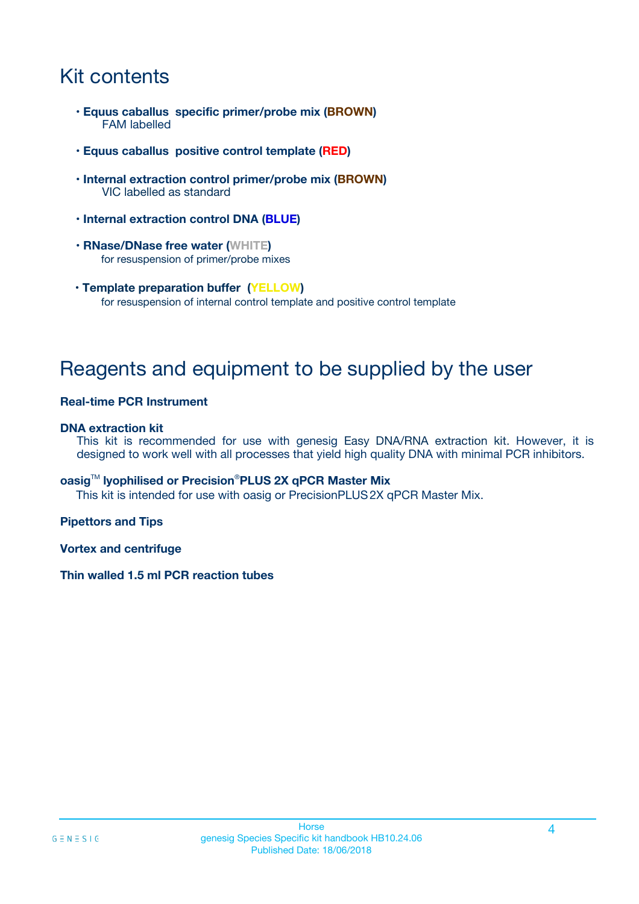# Kit contents

- **Equus caballus specific primer/probe mix (BROWN)**
  FAM labelled
- **Equus caballus positive control template (RED)**
- **Internal extraction control primer/probe mix (BROWN)**
  VIC labelled as standard
- **Internal extraction control DNA (BLUE)**
- **RNase/DNase free water (WHITE)**
  for resuspension of primer/probe mixes
- **Template preparation buffer (YELLOW)**
  for resuspension of internal control template and positive control template

# Reagents and equipment to be supplied by the user

**Real-time PCR Instrument**

**DNA extraction kit**

This kit is recommended for use with genesig Easy DNA/RNA extraction kit. However, it is designed to work well with all processes that yield high quality DNA with minimal PCR inhibitors.

**oasig™ lyophilised or Precision®PLUS 2X qPCR Master Mix**

This kit is intended for use with oasig or PrecisionPLUS 2X qPCR Master Mix.

**Pipettors and Tips**

**Vortex and centrifuge**

**Thin walled 1.5 ml PCR reaction tubes**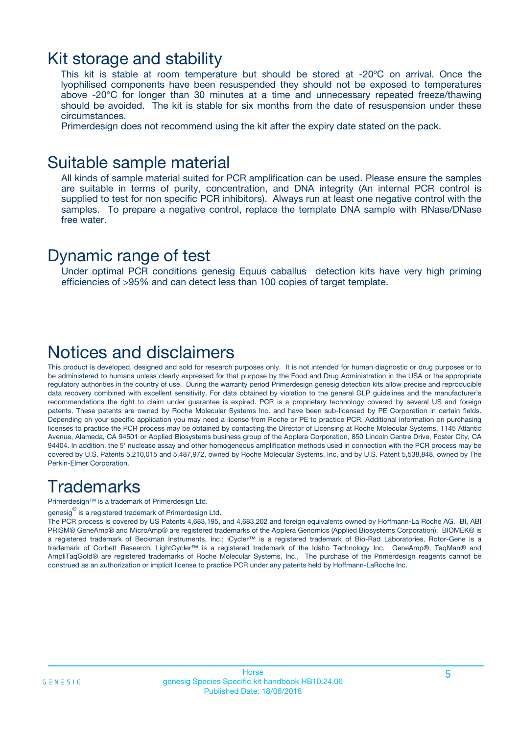## Kit storage and stability

This kit is stable at room temperature but should be stored at -20ºC on arrival. Once the lyophilised components have been resuspended they should not be exposed to temperatures above -20°C for longer than 30 minutes at a time and unnecessary repeated freeze/thawing should be avoided. The kit is stable for six months from the date of resuspension under these circumstances.

Primerdesign does not recommend using the kit after the expiry date stated on the pack.

## Suitable sample material

All kinds of sample material suited for PCR amplification can be used. Please ensure the samples are suitable in terms of purity, concentration, and DNA integrity (An internal PCR control is supplied to test for non specific PCR inhibitors). Always run at least one negative control with the samples. To prepare a negative control, replace the template DNA sample with RNase/DNase free water.

## Dynamic range of test

Under optimal PCR conditions genesig Equus caballus detection kits have very high priming efficiencies of >95% and can detect less than 100 copies of target template.

## Notices and disclaimers

This product is developed, designed and sold for research purposes only. It is not intended for human diagnostic or drug purposes or to be administered to humans unless clearly expressed for that purpose by the Food and Drug Administration in the USA or the appropriate regulatory authorities in the country of use. During the warranty period Primerdesign genesig detection kits allow precise and reproducible data recovery combined with excellent sensitivity. For data obtained by violation to the general GLP guidelines and the manufacturer's recommendations the right to claim under guarantee is expired. PCR is a proprietary technology covered by several US and foreign patents. These patents are owned by Roche Molecular Systems Inc. and have been sub-licensed by PE Corporation in certain fields. Depending on your specific application you may need a license from Roche or PE to practice PCR. Additional information on purchasing licenses to practice the PCR process may be obtained by contacting the Director of Licensing at Roche Molecular Systems, 1145 Atlantic Avenue, Alameda, CA 94501 or Applied Biosystems business group of the Applera Corporation, 850 Lincoln Centre Drive, Foster City, CA 94404. In addition, the 5' nuclease assay and other homogeneous amplification methods used in connection with the PCR process may be covered by U.S. Patents 5,210,015 and 5,487,972, owned by Roche Molecular Systems, Inc, and by U.S. Patent 5,538,848, owned by The Perkin-Elmer Corporation.

## Trademarks

Primerdesign™ is a trademark of Primerdesign Ltd.

genesig® is a registered trademark of Primerdesign Ltd.

The PCR process is covered by US Patents 4,683,195, and 4,683,202 and foreign equivalents owned by Hoffmann-La Roche AG. BI, ABI PRISM® GeneAmp® and MicroAmp® are registered trademarks of the Applera Genomics (Applied Biosystems Corporation). BIOMEK® is a registered trademark of Beckman Instruments, Inc.; iCycler™ is a registered trademark of Bio-Rad Laboratories, Rotor-Gene is a trademark of Corbett Research. LightCycler™ is a registered trademark of the Idaho Technology Inc. GeneAmp®, TaqMan® and AmpliTaqGold® are registered trademarks of Roche Molecular Systems, Inc., The purchase of the Primerdesign reagents cannot be construed as an authorization or implicit license to practice PCR under any patents held by Hoffmann-LaRoche Inc.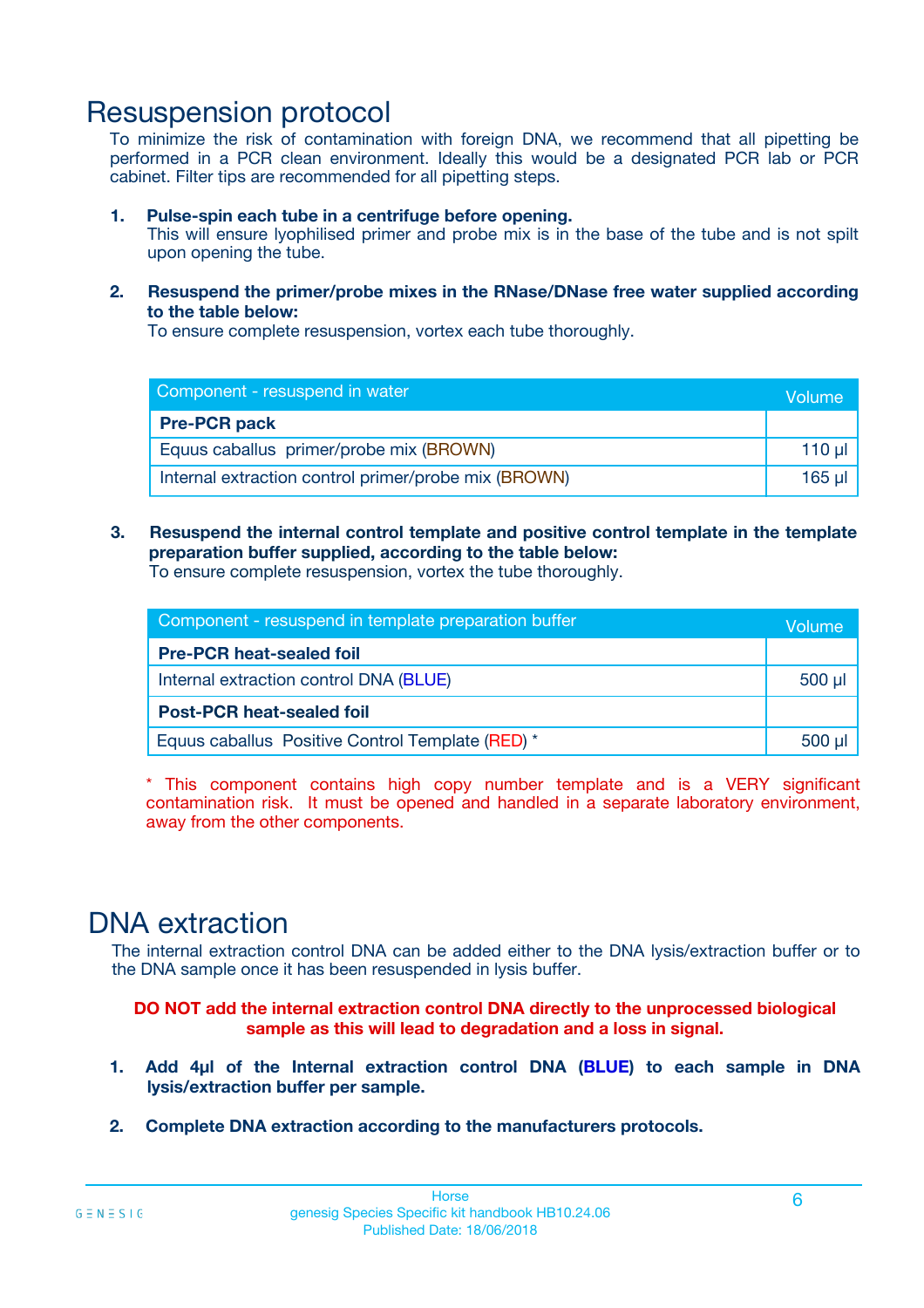# Resuspension protocol

To minimize the risk of contamination with foreign DNA, we recommend that all pipetting be performed in a PCR clean environment. Ideally this would be a designated PCR lab or PCR cabinet. Filter tips are recommended for all pipetting steps.

1. **Pulse-spin each tube in a centrifuge before opening.**
   This will ensure lyophilised primer and probe mix is in the base of the tube and is not spilt upon opening the tube.

2. **Resuspend the primer/probe mixes in the RNase/DNase free water supplied according to the table below:**
   To ensure complete resuspension, vortex each tube thoroughly.

| Component - resuspend in water | Volume |
|---|---|
| **Pre-PCR pack** | |
| Equus caballus primer/probe mix (BROWN) | 110 µl |
| Internal extraction control primer/probe mix (BROWN) | 165 µl |

3. **Resuspend the internal control template and positive control template in the template preparation buffer supplied, according to the table below:**
   To ensure complete resuspension, vortex the tube thoroughly.

| Component - resuspend in template preparation buffer | Volume |
|---|---|
| **Pre-PCR heat-sealed foil** | |
| Internal extraction control DNA (BLUE) | 500 µl |
| **Post-PCR heat-sealed foil** | |
| Equus caballus Positive Control Template (RED) * | 500 µl |

* This component contains high copy number template and is a VERY significant contamination risk. It must be opened and handled in a separate laboratory environment, away from the other components.

# DNA extraction

The internal extraction control DNA can be added either to the DNA lysis/extraction buffer or to the DNA sample once it has been resuspended in lysis buffer.

**DO NOT add the internal extraction control DNA directly to the unprocessed biological sample as this will lead to degradation and a loss in signal.**

1. **Add 4µl of the Internal extraction control DNA (BLUE) to each sample in DNA lysis/extraction buffer per sample.**

2. **Complete DNA extraction according to the manufacturers protocols.**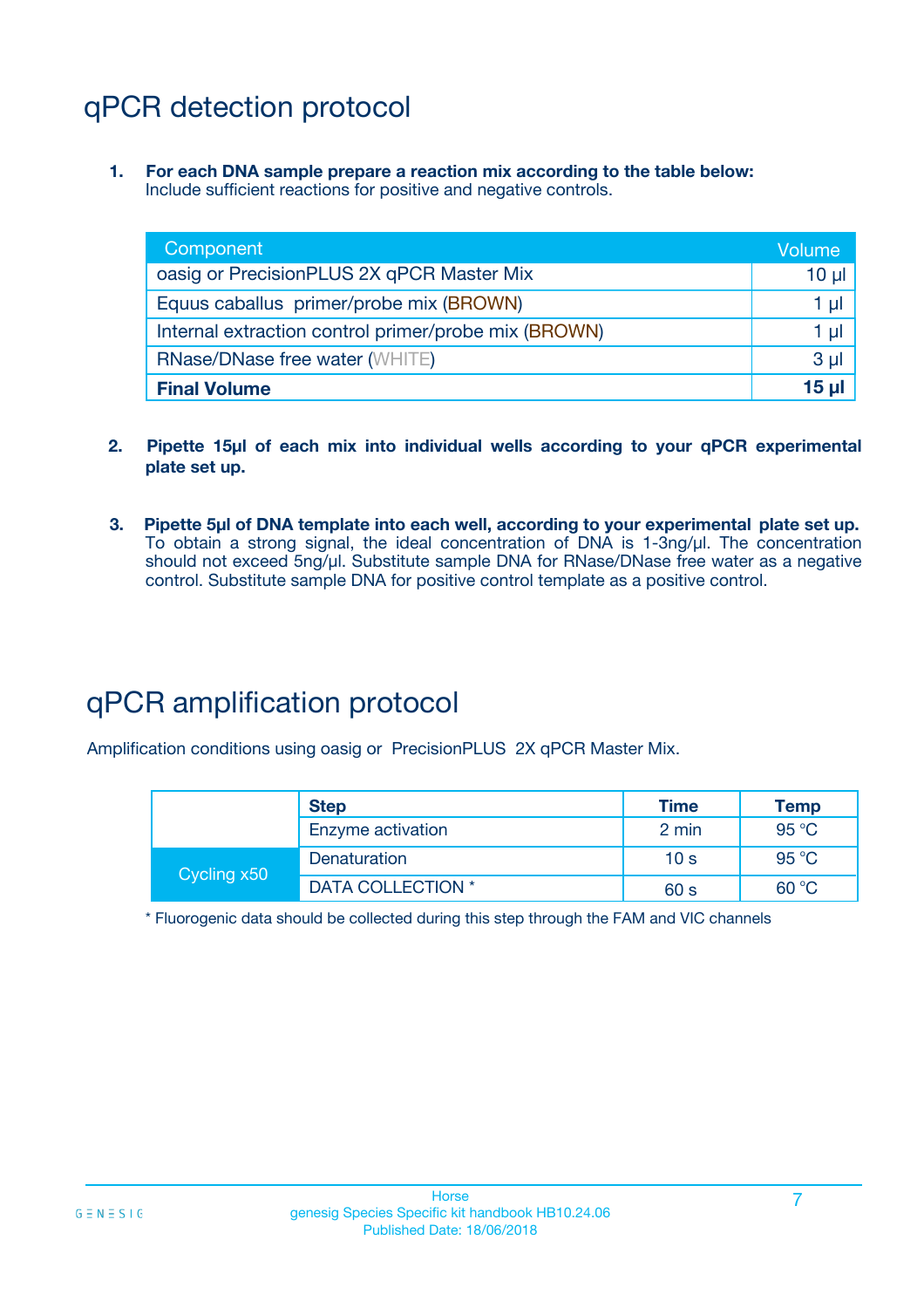# qPCR detection protocol

1. **For each DNA sample prepare a reaction mix according to the table below:**
   Include sufficient reactions for positive and negative controls.

| Component | Volume |
|---|---|
| oasig or PrecisionPLUS 2X qPCR Master Mix | 10 µl |
| Equus caballus primer/probe mix (BROWN) | 1 µl |
| Internal extraction control primer/probe mix (BROWN) | 1 µl |
| RNase/DNase free water (WHITE) | 3 µl |
| **Final Volume** | **15 µl** |

2. **Pipette 15µl of each mix into individual wells according to your qPCR experimental plate set up.**

3. **Pipette 5µl of DNA template into each well, according to your experimental plate set up.**
   To obtain a strong signal, the ideal concentration of DNA is 1-3ng/µl. The concentration should not exceed 5ng/µl. Substitute sample DNA for RNase/DNase free water as a negative control. Substitute sample DNA for positive control template as a positive control.

# qPCR amplification protocol

Amplification conditions using oasig or PrecisionPLUS 2X qPCR Master Mix.

| | Step | Time | Temp |
|---|---|---|---|
| | Enzyme activation | 2 min | 95 °C |
| Cycling x50 | Denaturation | 10 s | 95 °C |
| | DATA COLLECTION * | 60 s | 60 °C |

* Fluorogenic data should be collected during this step through the FAM and VIC channels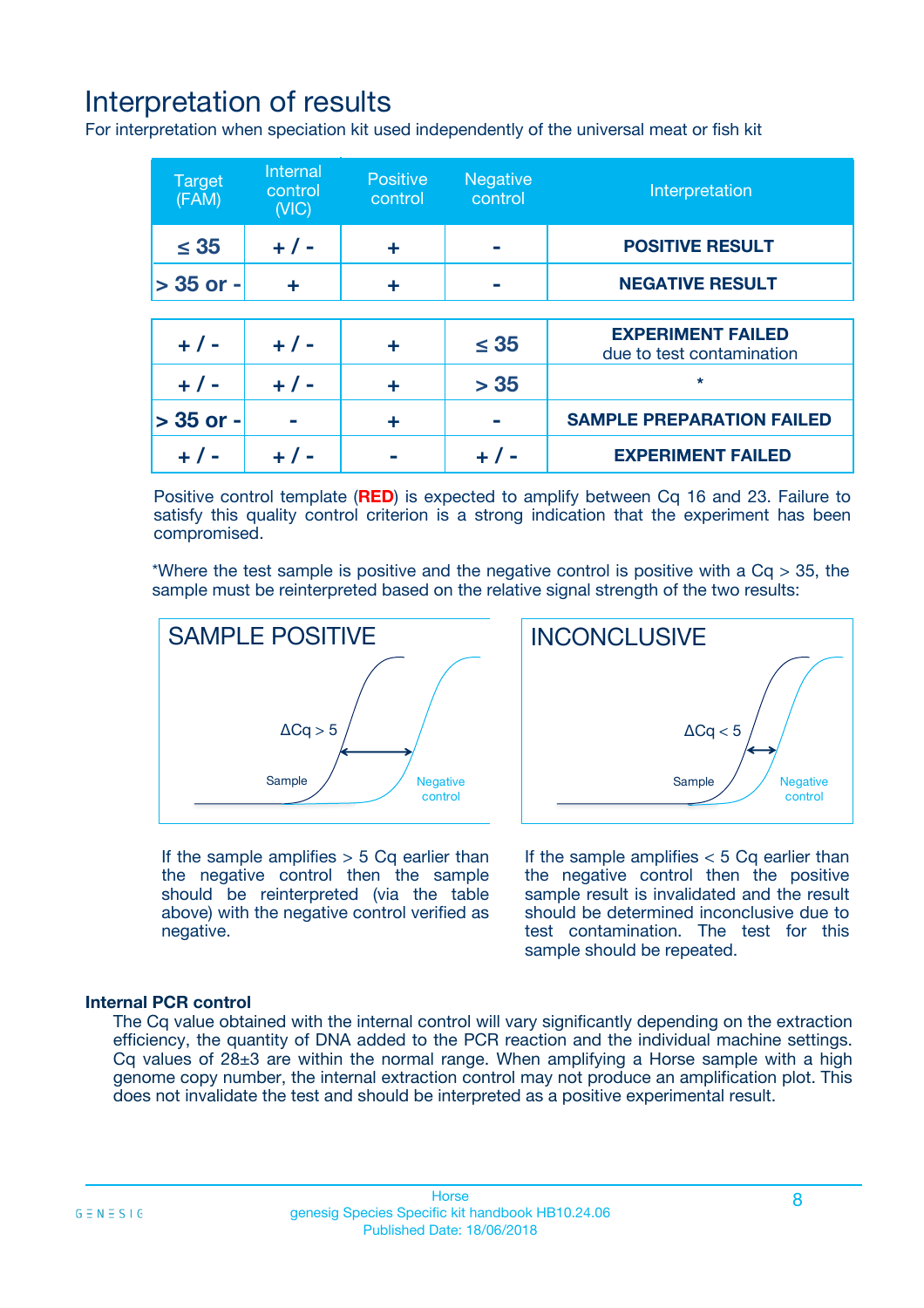# Interpretation of results

For interpretation when speciation kit used independently of the universal meat or fish kit

| Target (FAM) | Internal control (VIC) | Positive control | Negative control | Interpretation |
|---|---|---|---|---|
| ≤ 35 | + / - | + | - | **POSITIVE RESULT** |
| > 35 or - | + | + | - | **NEGATIVE RESULT** |
| + / - | + / - | + | ≤ 35 | **EXPERIMENT FAILED** due to test contamination |
| + / - | + / - | + | > 35 | * |
| > 35 or - | - | + | - | **SAMPLE PREPARATION FAILED** |
| + / - | + / - | - | + / - | **EXPERIMENT FAILED** |

Positive control template (**RED**) is expected to amplify between Cq 16 and 23. Failure to satisfy this quality control criterion is a strong indication that the experiment has been compromised.

*Where the test sample is positive and the negative control is positive with a Cq > 35, the sample must be reinterpreted based on the relative signal strength of the two results:

**SAMPLE POSITIVE**

ΔCq > 5

Sample

Negative control

If the sample amplifies > 5 Cq earlier than the negative control then the sample should be reinterpreted (via the table above) with the negative control verified as negative.

**INCONCLUSIVE**

ΔCq < 5

Sample

Negative control

If the sample amplifies < 5 Cq earlier than the negative control then the positive sample result is invalidated and the result should be determined inconclusive due to test contamination. The test for this sample should be repeated.

### Internal PCR control

The Cq value obtained with the internal control will vary significantly depending on the extraction efficiency, the quantity of DNA added to the PCR reaction and the individual machine settings. Cq values of 28±3 are within the normal range. When amplifying a Horse sample with a high genome copy number, the internal extraction control may not produce an amplification plot. This does not invalidate the test and should be interpreted as a positive experimental result.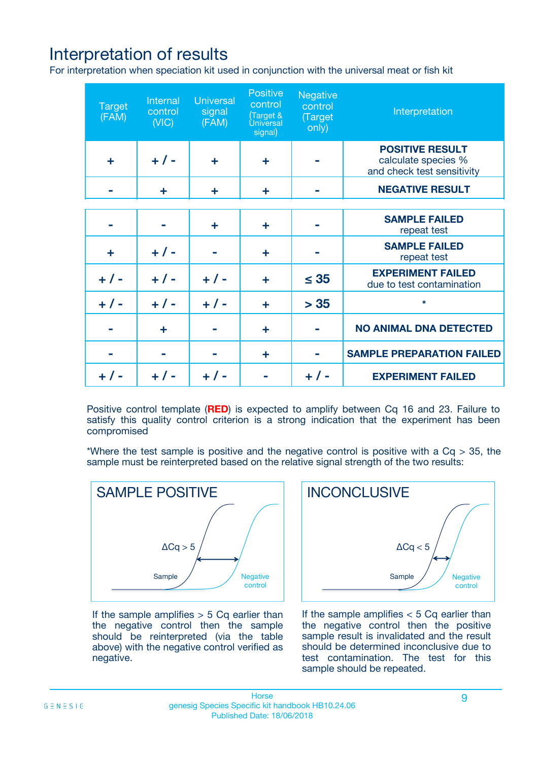# Interpretation of results

For interpretation when speciation kit used in conjunction with the universal meat or fish kit

| Target (FAM) | Internal control (VIC) | Universal signal (FAM) | Positive control (Target & Universal signal) | Negative control (Target only) | Interpretation |
|---|---|---|---|---|---|
| + | + / - | + | + | - | **POSITIVE RESULT** calculate species % and check test sensitivity |
| - | + | + | + | - | **NEGATIVE RESULT** |
| - | - | + | + | - | **SAMPLE FAILED** repeat test |
| + | + / - | - | + | - | **SAMPLE FAILED** repeat test |
| + / - | + / - | + / - | + | ≤ 35 | **EXPERIMENT FAILED** due to test contamination |
| + / - | + / - | + / - | + | > 35 | * |
| - | + | - | + | - | **NO ANIMAL DNA DETECTED** |
| - | - | - | + | - | **SAMPLE PREPARATION FAILED** |
| + / - | + / - | + / - | - | + / - | **EXPERIMENT FAILED** |

Positive control template (**RED**) is expected to amplify between Cq 16 and 23. Failure to satisfy this quality control criterion is a strong indication that the experiment has been compromised

*Where the test sample is positive and the negative control is positive with a Cq > 35, the sample must be reinterpreted based on the relative signal strength of the two results:

**SAMPLE POSITIVE**

ΔCq > 5

Sample — Negative control

If the sample amplifies > 5 Cq earlier than the negative control then the sample should be reinterpreted (via the table above) with the negative control verified as negative.

**INCONCLUSIVE**

ΔCq < 5

Sample — Negative control

If the sample amplifies < 5 Cq earlier than the negative control then the positive sample result is invalidated and the result should be determined inconclusive due to test contamination. The test for this sample should be repeated.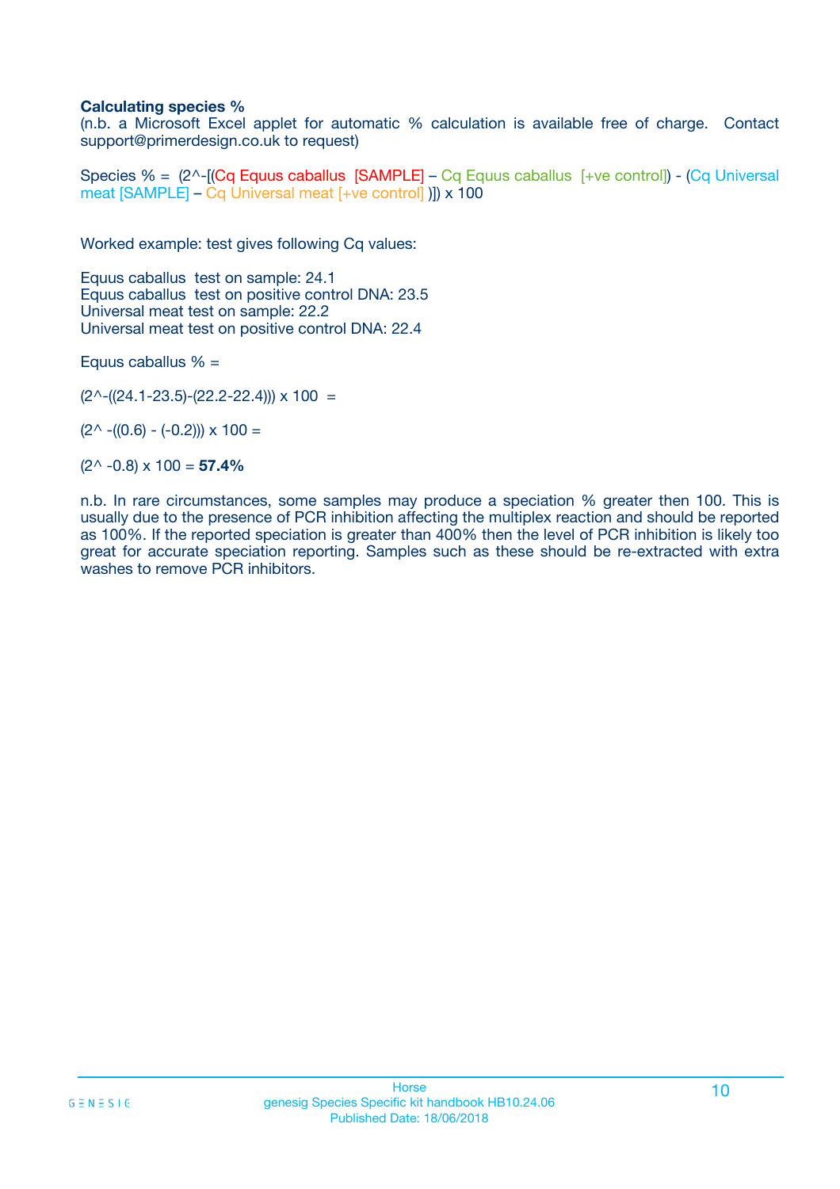**Calculating species %**

(n.b. a Microsoft Excel applet for automatic % calculation is available free of charge. Contact support@primerdesign.co.uk to request)

Species % = (2^-[(Cq Equus caballus [SAMPLE] – Cq Equus caballus [+ve control]) - (Cq Universal meat [SAMPLE] – Cq Universal meat [+ve control] )]) x 100

Worked example: test gives following Cq values:

Equus caballus test on sample: 24.1
Equus caballus test on positive control DNA: 23.5
Universal meat test on sample: 22.2
Universal meat test on positive control DNA: 22.4

Equus caballus % =

(2^-((24.1-23.5)-(22.2-22.4))) x 100 =

(2^ -((0.6) - (-0.2))) x 100 =

(2^ -0.8) x 100 = **57.4%**

n.b. In rare circumstances, some samples may produce a speciation % greater then 100. This is usually due to the presence of PCR inhibition affecting the multiplex reaction and should be reported as 100%. If the reported speciation is greater than 400% then the level of PCR inhibition is likely too great for accurate speciation reporting. Samples such as these should be re-extracted with extra washes to remove PCR inhibitors.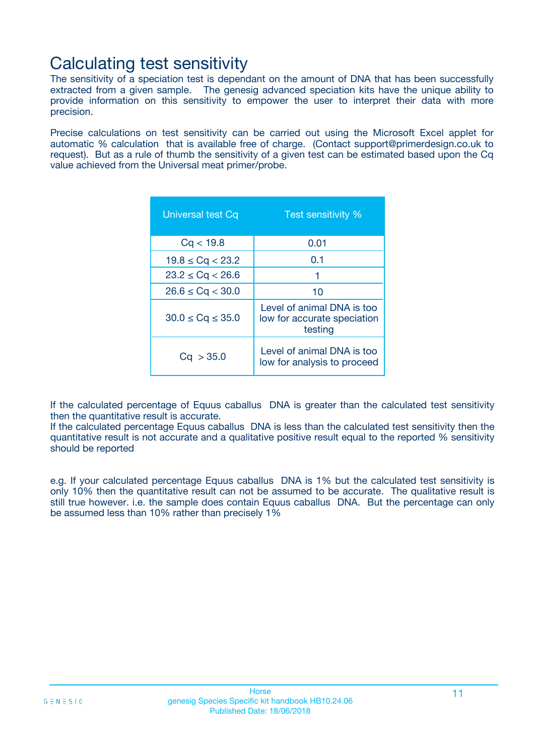# Calculating test sensitivity

The sensitivity of a speciation test is dependant on the amount of DNA that has been successfully extracted from a given sample. The genesig advanced speciation kits have the unique ability to provide information on this sensitivity to empower the user to interpret their data with more precision.

Precise calculations on test sensitivity can be carried out using the Microsoft Excel applet for automatic % calculation that is available free of charge. (Contact support@primerdesign.co.uk to request). But as a rule of thumb the sensitivity of a given test can be estimated based upon the Cq value achieved from the Universal meat primer/probe.

| Universal test Cq | Test sensitivity % |
|---|---|
| Cq < 19.8 | 0.01 |
| 19.8 ≤ Cq < 23.2 | 0.1 |
| 23.2 ≤ Cq < 26.6 | 1 |
| 26.6 ≤ Cq < 30.0 | 10 |
| 30.0 ≤ Cq ≤ 35.0 | Level of animal DNA is too low for accurate speciation testing |
| Cq > 35.0 | Level of animal DNA is too low for analysis to proceed |

If the calculated percentage of Equus caballus DNA is greater than the calculated test sensitivity then the quantitative result is accurate.
If the calculated percentage Equus caballus DNA is less than the calculated test sensitivity then the quantitative result is not accurate and a qualitative positive result equal to the reported % sensitivity should be reported

e.g. If your calculated percentage Equus caballus DNA is 1% but the calculated test sensitivity is only 10% then the quantitative result can not be assumed to be accurate. The qualitative result is still true however. i.e. the sample does contain Equus caballus DNA. But the percentage can only be assumed less than 10% rather than precisely 1%